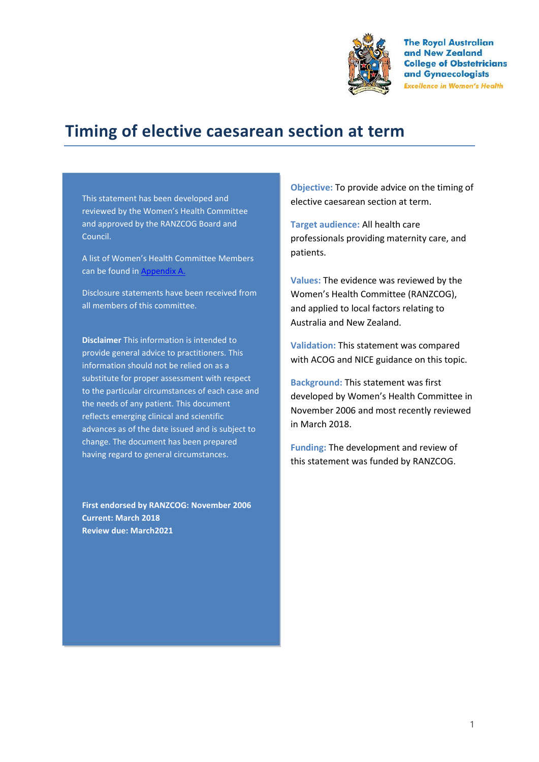The Royal Australian and New Zealand College of Obstetricians and Gynaecologists
*Excellence in Women's Health*

# Timing of elective caesarean section at term

This statement has been developed and reviewed by the Women's Health Committee and approved by the RANZCOG Board and Council.

A list of Women's Health Committee Members can be found in Appendix A.

Disclosure statements have been received from all members of this committee.

**Disclaimer** This information is intended to provide general advice to practitioners. This information should not be relied on as a substitute for proper assessment with respect to the particular circumstances of each case and the needs of any patient. This document reflects emerging clinical and scientific advances as of the date issued and is subject to change. The document has been prepared having regard to general circumstances.

**First endorsed by RANZCOG: November 2006**
**Current: March 2018**
**Review due: March2021**

**Objective:** To provide advice on the timing of elective caesarean section at term.

**Target audience:** All health care professionals providing maternity care, and patients.

**Values:** The evidence was reviewed by the Women's Health Committee (RANZCOG), and applied to local factors relating to Australia and New Zealand.

**Validation:** This statement was compared with ACOG and NICE guidance on this topic.

**Background:** This statement was first developed by Women's Health Committee in November 2006 and most recently reviewed in March 2018.

**Funding:** The development and review of this statement was funded by RANZCOG.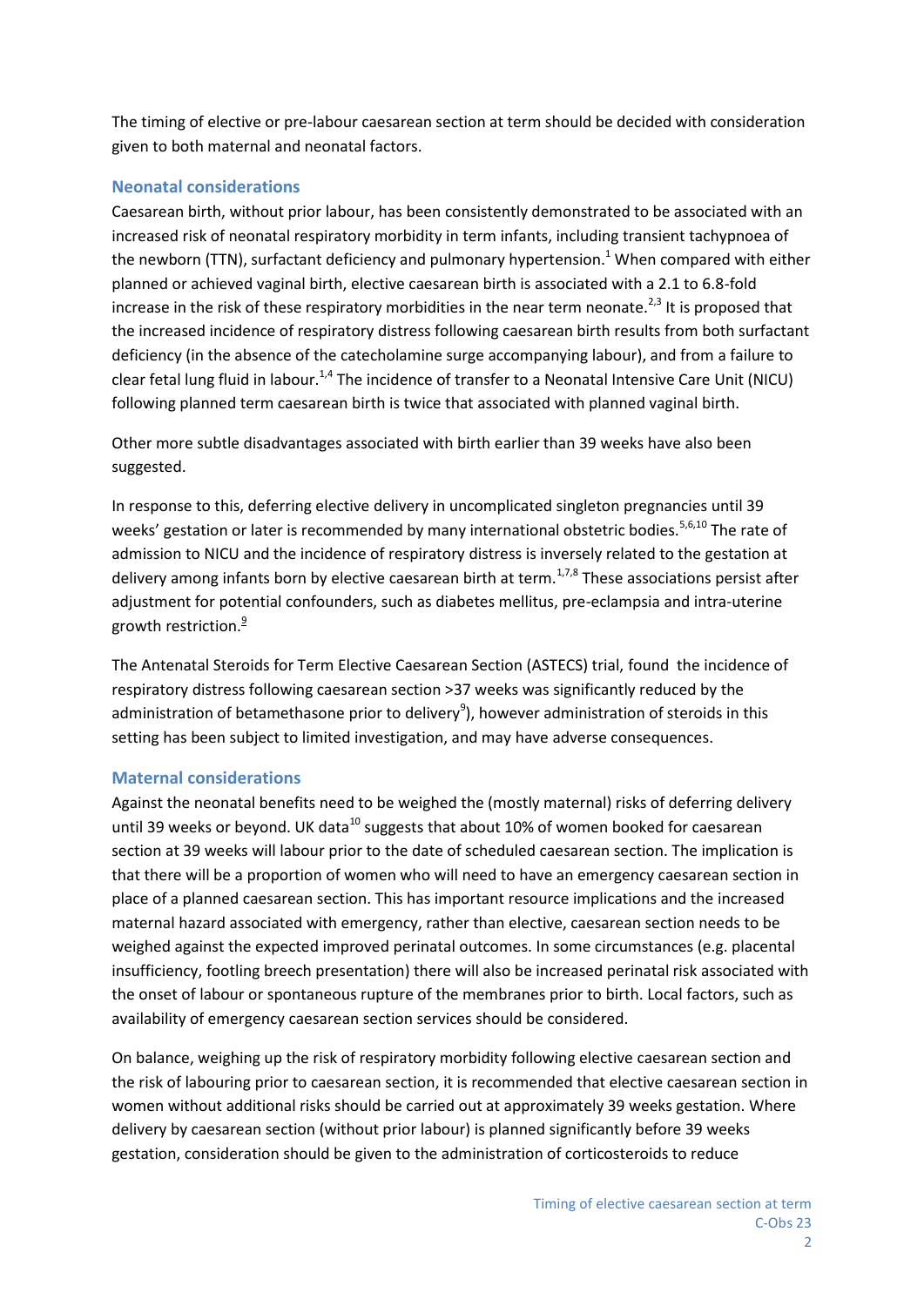The timing of elective or pre-labour caesarean section at term should be decided with consideration given to both maternal and neonatal factors.

## Neonatal considerations

Caesarean birth, without prior labour, has been consistently demonstrated to be associated with an increased risk of neonatal respiratory morbidity in term infants, including transient tachypnoea of the newborn (TTN), surfactant deficiency and pulmonary hypertension.[1] When compared with either planned or achieved vaginal birth, elective caesarean birth is associated with a 2.1 to 6.8-fold increase in the risk of these respiratory morbidities in the near term neonate.[2,3] It is proposed that the increased incidence of respiratory distress following caesarean birth results from both surfactant deficiency (in the absence of the catecholamine surge accompanying labour), and from a failure to clear fetal lung fluid in labour.[1,4] The incidence of transfer to a Neonatal Intensive Care Unit (NICU) following planned term caesarean birth is twice that associated with planned vaginal birth.

Other more subtle disadvantages associated with birth earlier than 39 weeks have also been suggested.

In response to this, deferring elective delivery in uncomplicated singleton pregnancies until 39 weeks' gestation or later is recommended by many international obstetric bodies.[5,6,10] The rate of admission to NICU and the incidence of respiratory distress is inversely related to the gestation at delivery among infants born by elective caesarean birth at term.[1,7,8] These associations persist after adjustment for potential confounders, such as diabetes mellitus, pre-eclampsia and intra-uterine growth restriction.[9]

The Antenatal Steroids for Term Elective Caesarean Section (ASTECS) trial, found the incidence of respiratory distress following caesarean section >37 weeks was significantly reduced by the administration of betamethasone prior to delivery[9]), however administration of steroids in this setting has been subject to limited investigation, and may have adverse consequences.

## Maternal considerations

Against the neonatal benefits need to be weighed the (mostly maternal) risks of deferring delivery until 39 weeks or beyond. UK data[10] suggests that about 10% of women booked for caesarean section at 39 weeks will labour prior to the date of scheduled caesarean section. The implication is that there will be a proportion of women who will need to have an emergency caesarean section in place of a planned caesarean section. This has important resource implications and the increased maternal hazard associated with emergency, rather than elective, caesarean section needs to be weighed against the expected improved perinatal outcomes. In some circumstances (e.g. placental insufficiency, footling breech presentation) there will also be increased perinatal risk associated with the onset of labour or spontaneous rupture of the membranes prior to birth. Local factors, such as availability of emergency caesarean section services should be considered.

On balance, weighing up the risk of respiratory morbidity following elective caesarean section and the risk of labouring prior to caesarean section, it is recommended that elective caesarean section in women without additional risks should be carried out at approximately 39 weeks gestation. Where delivery by caesarean section (without prior labour) is planned significantly before 39 weeks gestation, consideration should be given to the administration of corticosteroids to reduce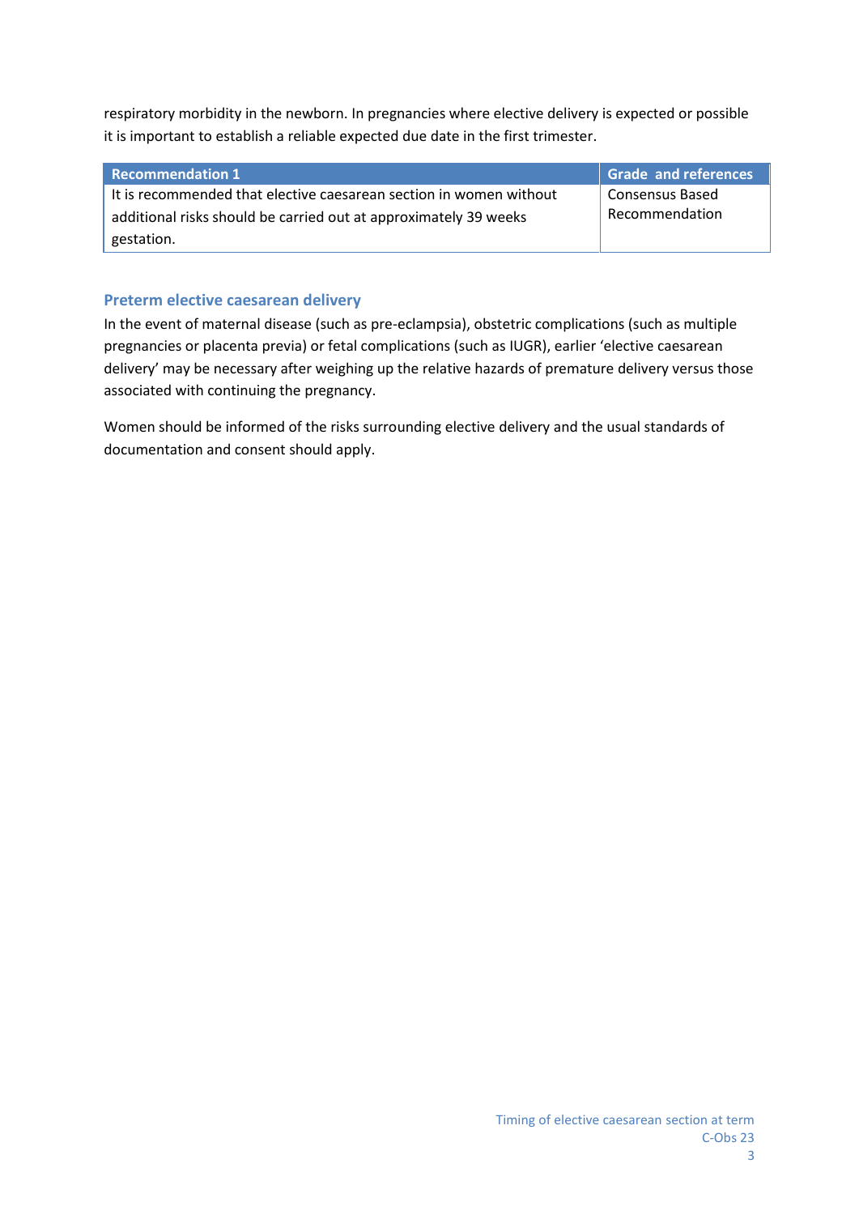respiratory morbidity in the newborn. In pregnancies where elective delivery is expected or possible it is important to establish a reliable expected due date in the first trimester.

| Recommendation 1 | Grade and references |
| --- | --- |
| It is recommended that elective caesarean section in women without additional risks should be carried out at approximately 39 weeks gestation. | Consensus Based Recommendation |

## Preterm elective caesarean delivery

In the event of maternal disease (such as pre-eclampsia), obstetric complications (such as multiple pregnancies or placenta previa) or fetal complications (such as IUGR), earlier 'elective caesarean delivery' may be necessary after weighing up the relative hazards of premature delivery versus those associated with continuing the pregnancy.

Women should be informed of the risks surrounding elective delivery and the usual standards of documentation and consent should apply.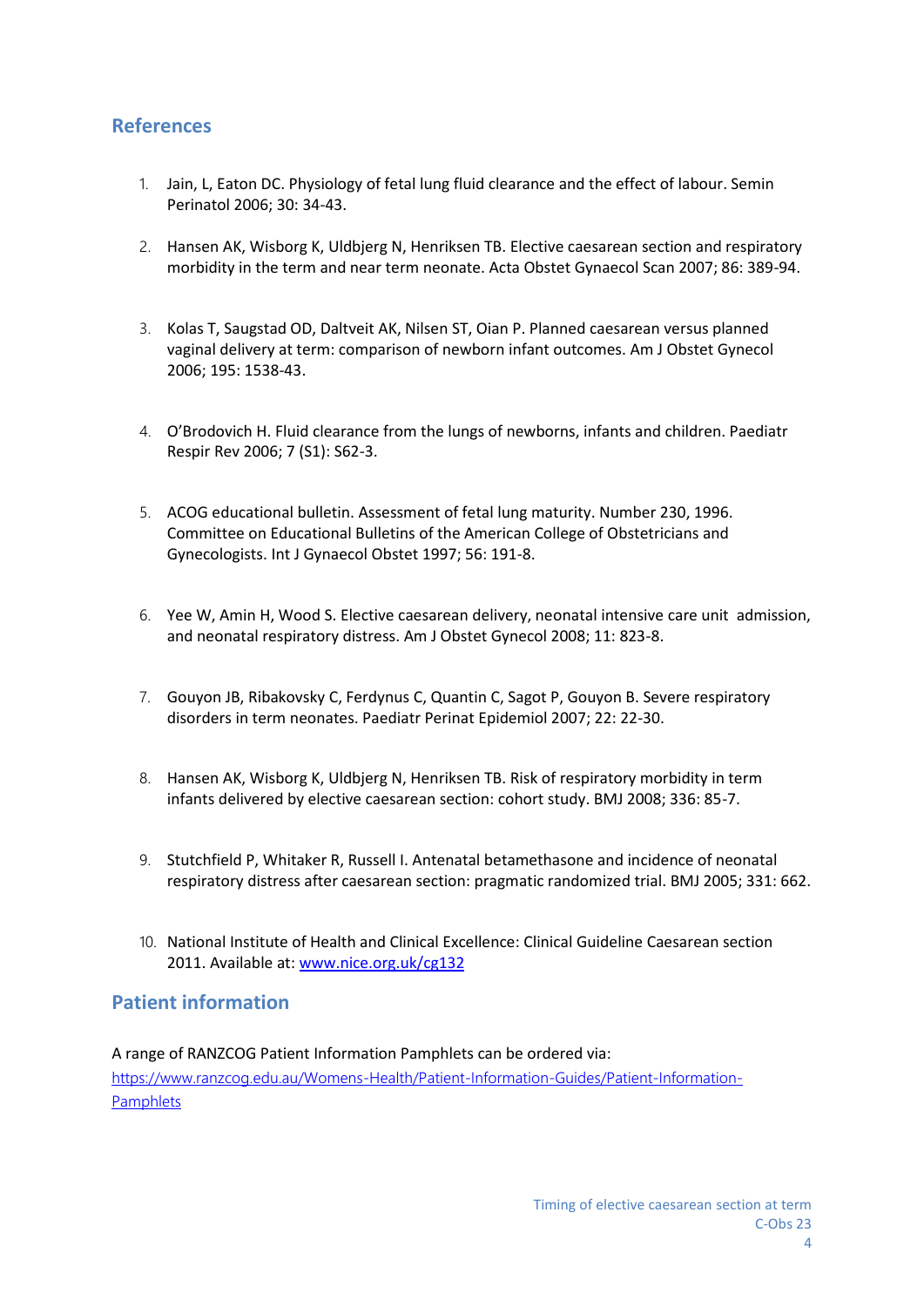## References

1. Jain, L, Eaton DC. Physiology of fetal lung fluid clearance and the effect of labour. Semin Perinatol 2006; 30: 34-43.

2. Hansen AK, Wisborg K, Uldbjerg N, Henriksen TB. Elective caesarean section and respiratory morbidity in the term and near term neonate. Acta Obstet Gynaecol Scan 2007; 86: 389-94.

3. Kolas T, Saugstad OD, Daltveit AK, Nilsen ST, Oian P. Planned caesarean versus planned vaginal delivery at term: comparison of newborn infant outcomes. Am J Obstet Gynecol 2006; 195: 1538-43.

4. O'Brodovich H. Fluid clearance from the lungs of newborns, infants and children. Paediatr Respir Rev 2006; 7 (S1): S62-3.

5. ACOG educational bulletin. Assessment of fetal lung maturity. Number 230, 1996. Committee on Educational Bulletins of the American College of Obstetricians and Gynecologists. Int J Gynaecol Obstet 1997; 56: 191-8.

6. Yee W, Amin H, Wood S. Elective caesarean delivery, neonatal intensive care unit admission, and neonatal respiratory distress. Am J Obstet Gynecol 2008; 11: 823-8.

7. Gouyon JB, Ribakovsky C, Ferdynus C, Quantin C, Sagot P, Gouyon B. Severe respiratory disorders in term neonates. Paediatr Perinat Epidemiol 2007; 22: 22-30.

8. Hansen AK, Wisborg K, Uldbjerg N, Henriksen TB. Risk of respiratory morbidity in term infants delivered by elective caesarean section: cohort study. BMJ 2008; 336: 85-7.

9. Stutchfield P, Whitaker R, Russell I. Antenatal betamethasone and incidence of neonatal respiratory distress after caesarean section: pragmatic randomized trial. BMJ 2005; 331: 662.

10. National Institute of Health and Clinical Excellence: Clinical Guideline Caesarean section 2011. Available at: www.nice.org.uk/cg132

## Patient information

A range of RANZCOG Patient Information Pamphlets can be ordered via:
https://www.ranzcog.edu.au/Womens-Health/Patient-Information-Guides/Patient-Information-Pamphlets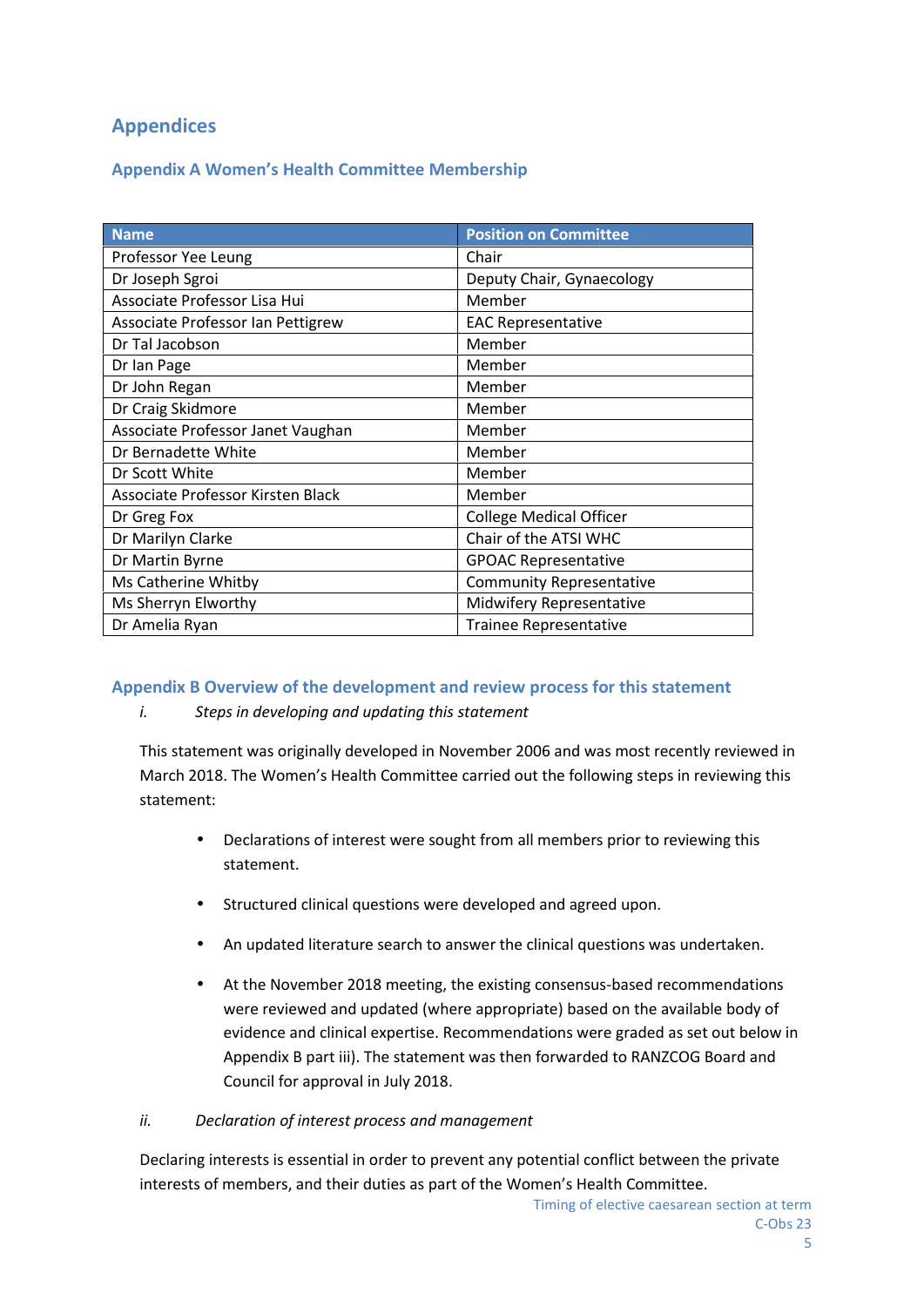# Appendices

## Appendix A Women's Health Committee Membership

| Name | Position on Committee |
|---|---|
| Professor Yee Leung | Chair |
| Dr Joseph Sgroi | Deputy Chair, Gynaecology |
| Associate Professor Lisa Hui | Member |
| Associate Professor Ian Pettigrew | EAC Representative |
| Dr Tal Jacobson | Member |
| Dr Ian Page | Member |
| Dr John Regan | Member |
| Dr Craig Skidmore | Member |
| Associate Professor Janet Vaughan | Member |
| Dr Bernadette White | Member |
| Dr Scott White | Member |
| Associate Professor Kirsten Black | Member |
| Dr Greg Fox | College Medical Officer |
| Dr Marilyn Clarke | Chair of the ATSI WHC |
| Dr Martin Byrne | GPOAC Representative |
| Ms Catherine Whitby | Community Representative |
| Ms Sherryn Elworthy | Midwifery Representative |
| Dr Amelia Ryan | Trainee Representative |

## Appendix B Overview of the development and review process for this statement

*i. Steps in developing and updating this statement*

This statement was originally developed in November 2006 and was most recently reviewed in March 2018. The Women's Health Committee carried out the following steps in reviewing this statement:

- Declarations of interest were sought from all members prior to reviewing this statement.
- Structured clinical questions were developed and agreed upon.
- An updated literature search to answer the clinical questions was undertaken.
- At the November 2018 meeting, the existing consensus-based recommendations were reviewed and updated (where appropriate) based on the available body of evidence and clinical expertise. Recommendations were graded as set out below in Appendix B part iii). The statement was then forwarded to RANZCOG Board and Council for approval in July 2018.

*ii. Declaration of interest process and management*

Declaring interests is essential in order to prevent any potential conflict between the private interests of members, and their duties as part of the Women's Health Committee.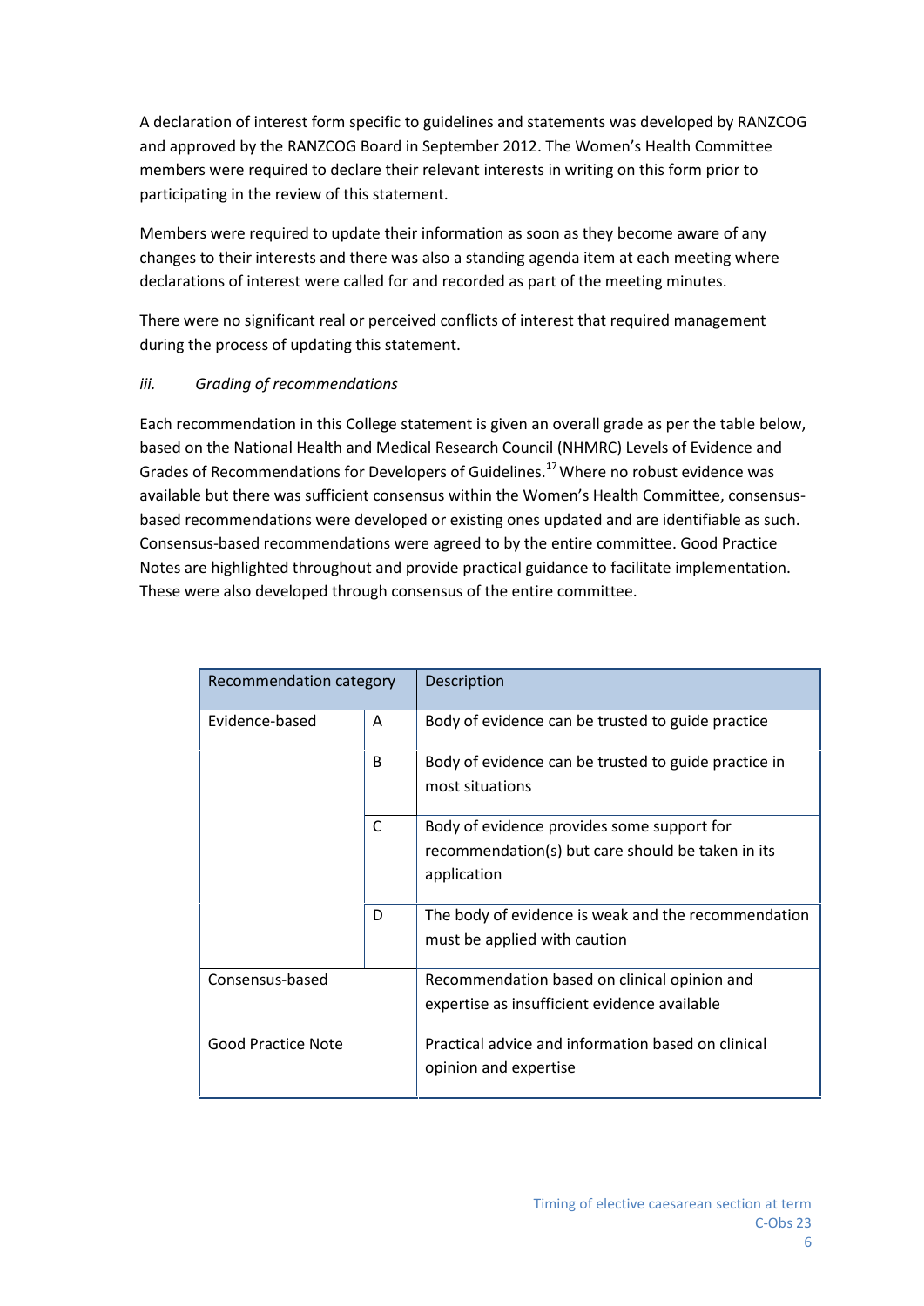A declaration of interest form specific to guidelines and statements was developed by RANZCOG and approved by the RANZCOG Board in September 2012. The Women's Health Committee members were required to declare their relevant interests in writing on this form prior to participating in the review of this statement.

Members were required to update their information as soon as they become aware of any changes to their interests and there was also a standing agenda item at each meeting where declarations of interest were called for and recorded as part of the meeting minutes.

There were no significant real or perceived conflicts of interest that required management during the process of updating this statement.

### *iii. Grading of recommendations*

Each recommendation in this College statement is given an overall grade as per the table below, based on the National Health and Medical Research Council (NHMRC) Levels of Evidence and Grades of Recommendations for Developers of Guidelines.[17] Where no robust evidence was available but there was sufficient consensus within the Women's Health Committee, consensus-based recommendations were developed or existing ones updated and are identifiable as such. Consensus-based recommendations were agreed to by the entire committee. Good Practice Notes are highlighted throughout and provide practical guidance to facilitate implementation. These were also developed through consensus of the entire committee.

| Recommendation category | | Description |
|---|---|---|
| Evidence-based | A | Body of evidence can be trusted to guide practice |
| | B | Body of evidence can be trusted to guide practice in most situations |
| | C | Body of evidence provides some support for recommendation(s) but care should be taken in its application |
| | D | The body of evidence is weak and the recommendation must be applied with caution |
| Consensus-based | | Recommendation based on clinical opinion and expertise as insufficient evidence available |
| Good Practice Note | | Practical advice and information based on clinical opinion and expertise |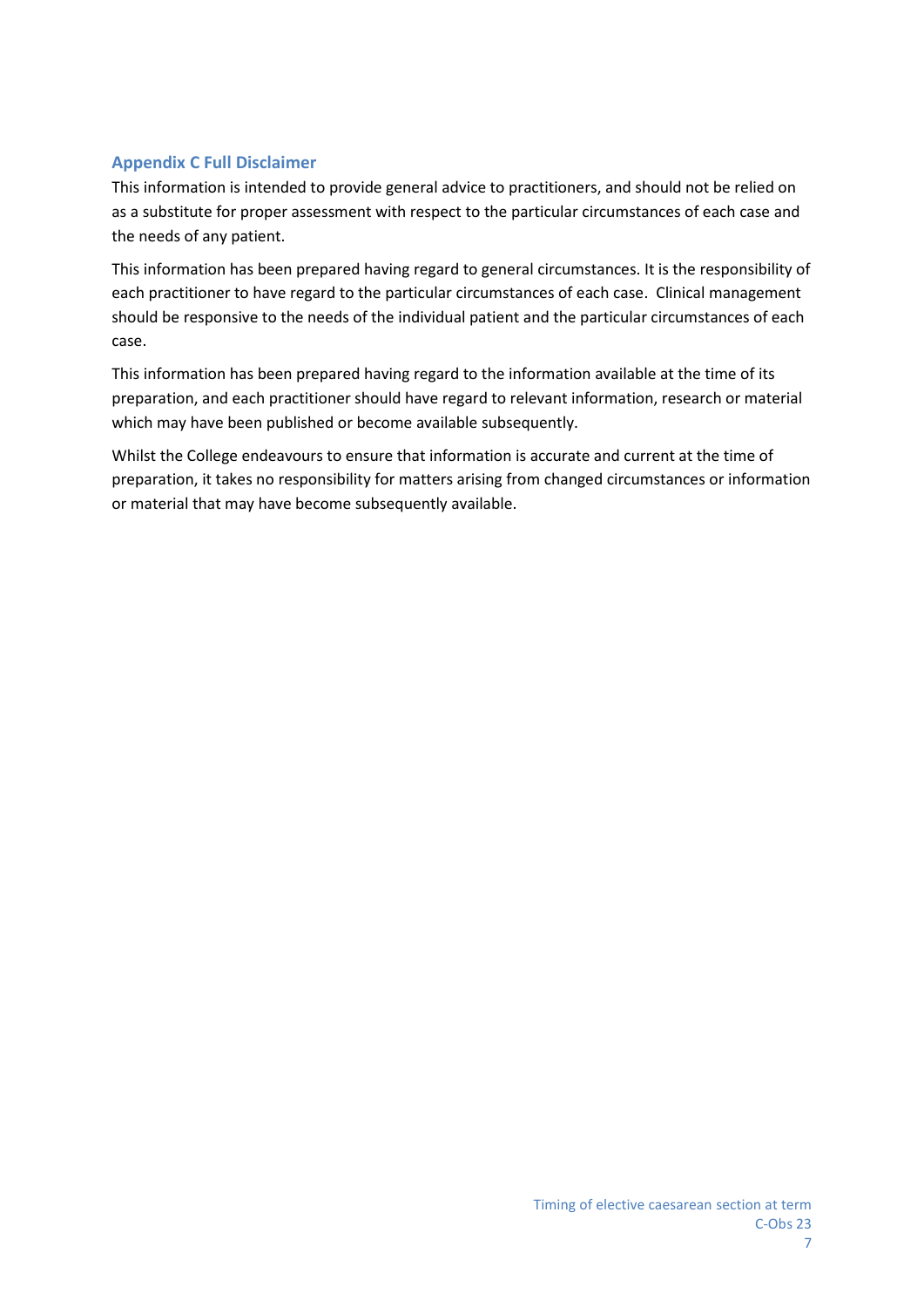## Appendix C Full Disclaimer

This information is intended to provide general advice to practitioners, and should not be relied on as a substitute for proper assessment with respect to the particular circumstances of each case and the needs of any patient.

This information has been prepared having regard to general circumstances. It is the responsibility of each practitioner to have regard to the particular circumstances of each case. Clinical management should be responsive to the needs of the individual patient and the particular circumstances of each case.

This information has been prepared having regard to the information available at the time of its preparation, and each practitioner should have regard to relevant information, research or material which may have been published or become available subsequently.

Whilst the College endeavours to ensure that information is accurate and current at the time of preparation, it takes no responsibility for matters arising from changed circumstances or information or material that may have become subsequently available.